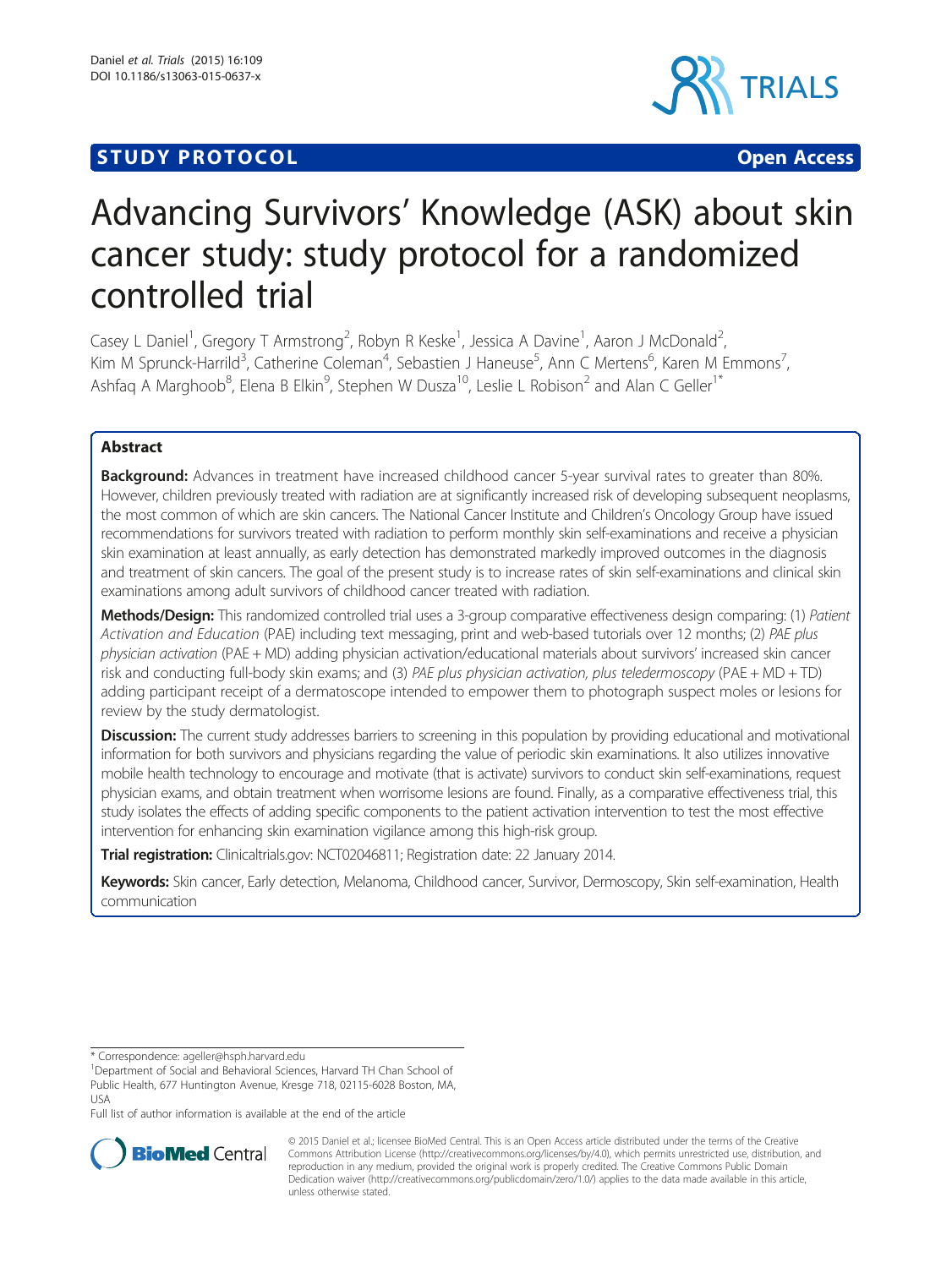STUDY PROTOCOL **Open Access**

# Advancing Survivors' Knowledge (ASK) about skin cancer study: study protocol for a randomized controlled trial

Casey L Daniel[1], Gregory T Armstrong[2], Robyn R Keske[1], Jessica A Davine[1], Aaron J McDonald[2], Kim M Sprunck-Harrild[3], Catherine Coleman[4], Sebastien J Haneuse[5], Ann C Mertens[6], Karen M Emmons[7], Ashfaq A Marghoob[8], Elena B Elkin[9], Stephen W Dusza[10], Leslie L Robison[2] and Alan C Geller[1*]

## Abstract

**Background:** Advances in treatment have increased childhood cancer 5-year survival rates to greater than 80%. However, children previously treated with radiation are at significantly increased risk of developing subsequent neoplasms, the most common of which are skin cancers. The National Cancer Institute and Children's Oncology Group have issued recommendations for survivors treated with radiation to perform monthly skin self-examinations and receive a physician skin examination at least annually, as early detection has demonstrated markedly improved outcomes in the diagnosis and treatment of skin cancers. The goal of the present study is to increase rates of skin self-examinations and clinical skin examinations among adult survivors of childhood cancer treated with radiation.

**Methods/Design:** This randomized controlled trial uses a 3-group comparative effectiveness design comparing: (1) *Patient Activation and Education* (PAE) including text messaging, print and web-based tutorials over 12 months; (2) *PAE plus physician activation* (PAE + MD) adding physician activation/educational materials about survivors' increased skin cancer risk and conducting full-body skin exams; and (3) *PAE plus physician activation, plus teledermoscopy* (PAE + MD + TD) adding participant receipt of a dermatoscope intended to empower them to photograph suspect moles or lesions for review by the study dermatologist.

**Discussion:** The current study addresses barriers to screening in this population by providing educational and motivational information for both survivors and physicians regarding the value of periodic skin examinations. It also utilizes innovative mobile health technology to encourage and motivate (that is activate) survivors to conduct skin self-examinations, request physician exams, and obtain treatment when worrisome lesions are found. Finally, as a comparative effectiveness trial, this study isolates the effects of adding specific components to the patient activation intervention to test the most effective intervention for enhancing skin examination vigilance among this high-risk group.

**Trial registration:** Clinicaltrials.gov: NCT02046811; Registration date: 22 January 2014.

**Keywords:** Skin cancer, Early detection, Melanoma, Childhood cancer, Survivor, Dermoscopy, Skin self-examination, Health communication

\* Correspondence: ageller@hsph.harvard.edu
[1]Department of Social and Behavioral Sciences, Harvard TH Chan School of Public Health, 677 Huntington Avenue, Kresge 718, 02115-6028 Boston, MA, USA
Full list of author information is available at the end of the article

© 2015 Daniel et al.; licensee BioMed Central. This is an Open Access article distributed under the terms of the Creative Commons Attribution License (http://creativecommons.org/licenses/by/4.0), which permits unrestricted use, distribution, and reproduction in any medium, provided the original work is properly credited. The Creative Commons Public Domain Dedication waiver (http://creativecommons.org/publicdomain/zero/1.0/) applies to the data made available in this article, unless otherwise stated.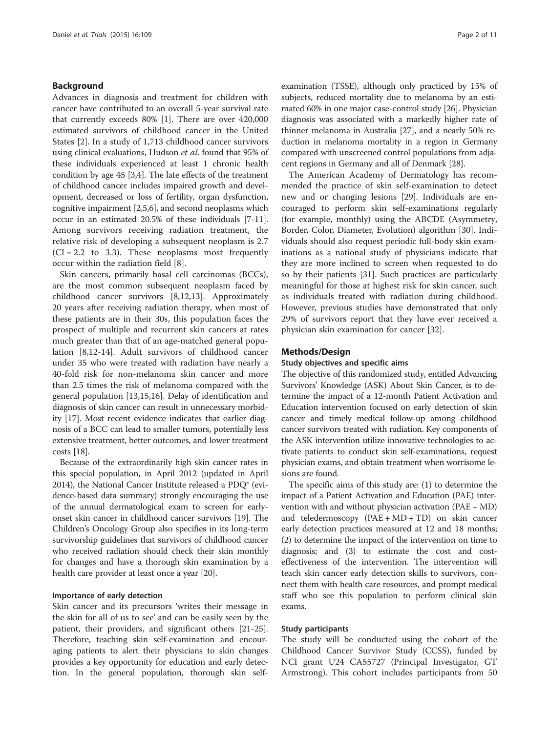## Background

Advances in diagnosis and treatment for children with cancer have contributed to an overall 5-year survival rate that currently exceeds 80% [1]. There are over 420,000 estimated survivors of childhood cancer in the United States [2]. In a study of 1,713 childhood cancer survivors using clinical evaluations, Hudson *et al*. found that 95% of these individuals experienced at least 1 chronic health condition by age 45 [3,4]. The late effects of the treatment of childhood cancer includes impaired growth and development, decreased or loss of fertility, organ dysfunction, cognitive impairment [2,5,6], and second neoplasms which occur in an estimated 20.5% of these individuals [7-11]. Among survivors receiving radiation treatment, the relative risk of developing a subsequent neoplasm is 2.7 (CI = 2.2 to 3.3). These neoplasms most frequently occur within the radiation field [8].

Skin cancers, primarily basal cell carcinomas (BCCs), are the most common subsequent neoplasm faced by childhood cancer survivors [8,12,13]. Approximately 20 years after receiving radiation therapy, when most of these patients are in their 30s, this population faces the prospect of multiple and recurrent skin cancers at rates much greater than that of an age-matched general population [8,12-14]. Adult survivors of childhood cancer under 35 who were treated with radiation have nearly a 40-fold risk for non-melanoma skin cancer and more than 2.5 times the risk of melanoma compared with the general population [13,15,16]. Delay of identification and diagnosis of skin cancer can result in unnecessary morbidity [17]. Most recent evidence indicates that earlier diagnosis of a BCC can lead to smaller tumors, potentially less extensive treatment, better outcomes, and lower treatment costs [18].

Because of the extraordinarily high skin cancer rates in this special population, in April 2012 (updated in April 2014), the National Cancer Institute released a PDQ® (evidence-based data summary) strongly encouraging the use of the annual dermatological exam to screen for early-onset skin cancer in childhood cancer survivors [19]. The Children's Oncology Group also specifies in its long-term survivorship guidelines that survivors of childhood cancer who received radiation should check their skin monthly for changes and have a thorough skin examination by a health care provider at least once a year [20].

### Importance of early detection

Skin cancer and its precursors 'writes their message in the skin for all of us to see' and can be easily seen by the patient, their providers, and significant others [21-25]. Therefore, teaching skin self-examination and encouraging patients to alert their physicians to skin changes provides a key opportunity for education and early detection. In the general population, thorough skin self-examination (TSSE), although only practiced by 15% of subjects, reduced mortality due to melanoma by an estimated 60% in one major case-control study [26]. Physician diagnosis was associated with a markedly higher rate of thinner melanoma in Australia [27], and a nearly 50% reduction in melanoma mortality in a region in Germany compared with unscreened control populations from adjacent regions in Germany and all of Denmark [28].

The American Academy of Dermatology has recommended the practice of skin self-examination to detect new and or changing lesions [29]. Individuals are encouraged to perform skin self-examinations regularly (for example, monthly) using the ABCDE (Asymmetry, Border, Color, Diameter, Evolution) algorithm [30]. Individuals should also request periodic full-body skin examinations as a national study of physicians indicate that they are more inclined to screen when requested to do so by their patients [31]. Such practices are particularly meaningful for those at highest risk for skin cancer, such as individuals treated with radiation during childhood. However, previous studies have demonstrated that only 29% of survivors report that they have ever received a physician skin examination for cancer [32].

## Methods/Design

### Study objectives and specific aims

The objective of this randomized study, entitled Advancing Survivors' Knowledge (ASK) About Skin Cancer, is to determine the impact of a 12-month Patient Activation and Education intervention focused on early detection of skin cancer and timely medical follow-up among childhood cancer survivors treated with radiation. Key components of the ASK intervention utilize innovative technologies to activate patients to conduct skin self-examinations, request physician exams, and obtain treatment when worrisome lesions are found.

The specific aims of this study are: (1) to determine the impact of a Patient Activation and Education (PAE) intervention with and without physician activation (PAE + MD) and teledermoscopy (PAE + MD + TD) on skin cancer early detection practices measured at 12 and 18 months; (2) to determine the impact of the intervention on time to diagnosis; and (3) to estimate the cost and cost-effectiveness of the intervention. The intervention will teach skin cancer early detection skills to survivors, connect them with health care resources, and prompt medical staff who see this population to perform clinical skin exams.

### Study participants

The study will be conducted using the cohort of the Childhood Cancer Survivor Study (CCSS), funded by NCI grant U24 CA55727 (Principal Investigator, GT Armstrong). This cohort includes participants from 50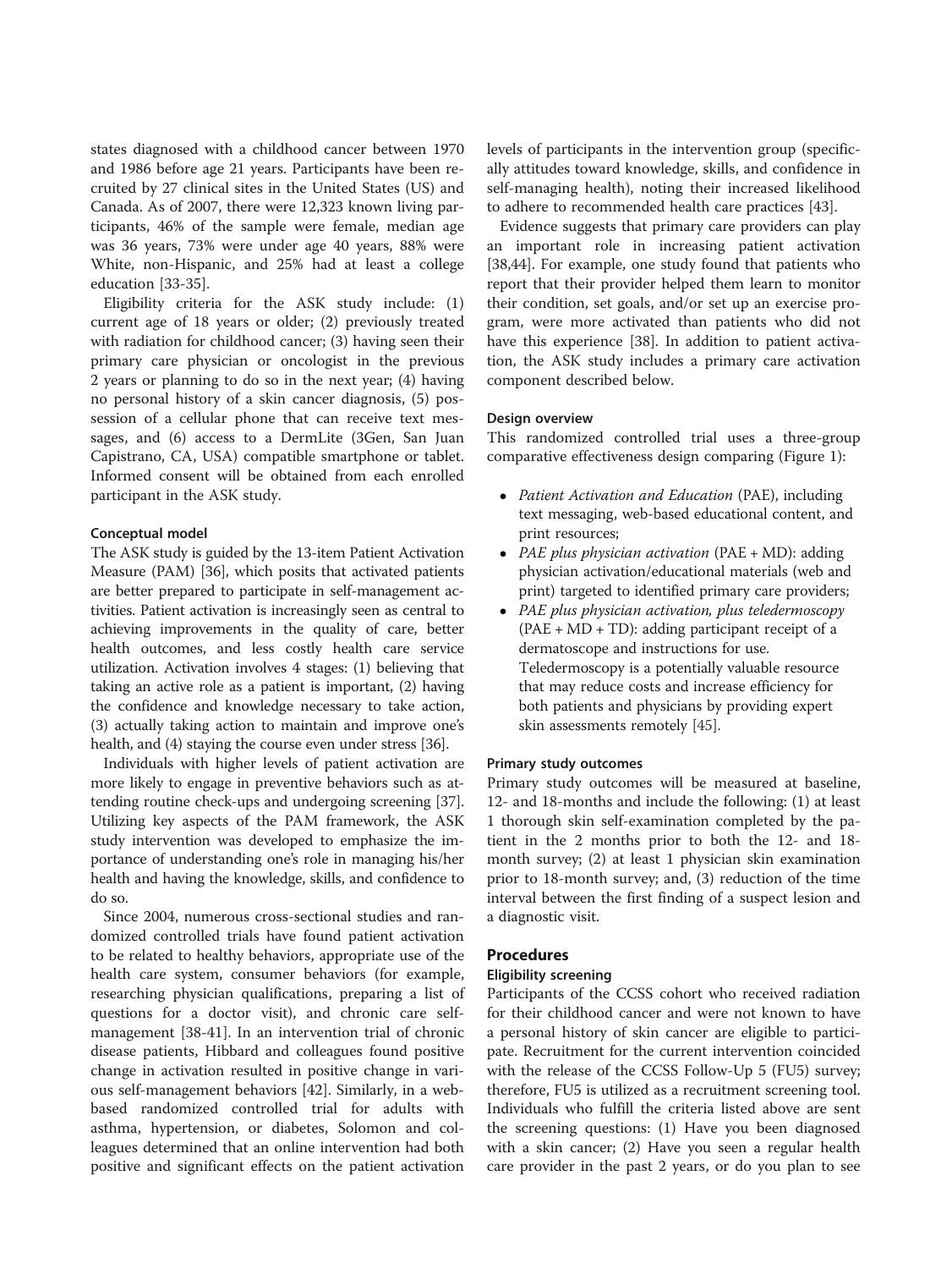states diagnosed with a childhood cancer between 1970 and 1986 before age 21 years. Participants have been recruited by 27 clinical sites in the United States (US) and Canada. As of 2007, there were 12,323 known living participants, 46% of the sample were female, median age was 36 years, 73% were under age 40 years, 88% were White, non-Hispanic, and 25% had at least a college education [33-35].

Eligibility criteria for the ASK study include: (1) current age of 18 years or older; (2) previously treated with radiation for childhood cancer; (3) having seen their primary care physician or oncologist in the previous 2 years or planning to do so in the next year; (4) having no personal history of a skin cancer diagnosis, (5) possession of a cellular phone that can receive text messages, and (6) access to a DermLite (3Gen, San Juan Capistrano, CA, USA) compatible smartphone or tablet. Informed consent will be obtained from each enrolled participant in the ASK study.

### Conceptual model

The ASK study is guided by the 13-item Patient Activation Measure (PAM) [36], which posits that activated patients are better prepared to participate in self-management activities. Patient activation is increasingly seen as central to achieving improvements in the quality of care, better health outcomes, and less costly health care service utilization. Activation involves 4 stages: (1) believing that taking an active role as a patient is important, (2) having the confidence and knowledge necessary to take action, (3) actually taking action to maintain and improve one's health, and (4) staying the course even under stress [36].

Individuals with higher levels of patient activation are more likely to engage in preventive behaviors such as attending routine check-ups and undergoing screening [37]. Utilizing key aspects of the PAM framework, the ASK study intervention was developed to emphasize the importance of understanding one's role in managing his/her health and having the knowledge, skills, and confidence to do so.

Since 2004, numerous cross-sectional studies and randomized controlled trials have found patient activation to be related to healthy behaviors, appropriate use of the health care system, consumer behaviors (for example, researching physician qualifications, preparing a list of questions for a doctor visit), and chronic care self-management [38-41]. In an intervention trial of chronic disease patients, Hibbard and colleagues found positive change in activation resulted in positive change in various self-management behaviors [42]. Similarly, in a web-based randomized controlled trial for adults with asthma, hypertension, or diabetes, Solomon and colleagues determined that an online intervention had both positive and significant effects on the patient activation levels of participants in the intervention group (specifically attitudes toward knowledge, skills, and confidence in self-managing health), noting their increased likelihood to adhere to recommended health care practices [43].

Evidence suggests that primary care providers can play an important role in increasing patient activation [38,44]. For example, one study found that patients who report that their provider helped them learn to monitor their condition, set goals, and/or set up an exercise program, were more activated than patients who did not have this experience [38]. In addition to patient activation, the ASK study includes a primary care activation component described below.

### Design overview

This randomized controlled trial uses a three-group comparative effectiveness design comparing (Figure 1):

- *Patient Activation and Education* (PAE), including text messaging, web-based educational content, and print resources;
- *PAE plus physician activation* (PAE + MD): adding physician activation/educational materials (web and print) targeted to identified primary care providers;
- *PAE plus physician activation, plus teledermoscopy* (PAE + MD + TD): adding participant receipt of a dermatoscope and instructions for use. Teledermoscopy is a potentially valuable resource that may reduce costs and increase efficiency for both patients and physicians by providing expert skin assessments remotely [45].

### Primary study outcomes

Primary study outcomes will be measured at baseline, 12- and 18-months and include the following: (1) at least 1 thorough skin self-examination completed by the patient in the 2 months prior to both the 12- and 18-month survey; (2) at least 1 physician skin examination prior to 18-month survey; and, (3) reduction of the time interval between the first finding of a suspect lesion and a diagnostic visit.

## Procedures

### Eligibility screening

Participants of the CCSS cohort who received radiation for their childhood cancer and were not known to have a personal history of skin cancer are eligible to participate. Recruitment for the current intervention coincided with the release of the CCSS Follow-Up 5 (FU5) survey; therefore, FU5 is utilized as a recruitment screening tool. Individuals who fulfill the criteria listed above are sent the screening questions: (1) Have you been diagnosed with a skin cancer; (2) Have you seen a regular health care provider in the past 2 years, or do you plan to see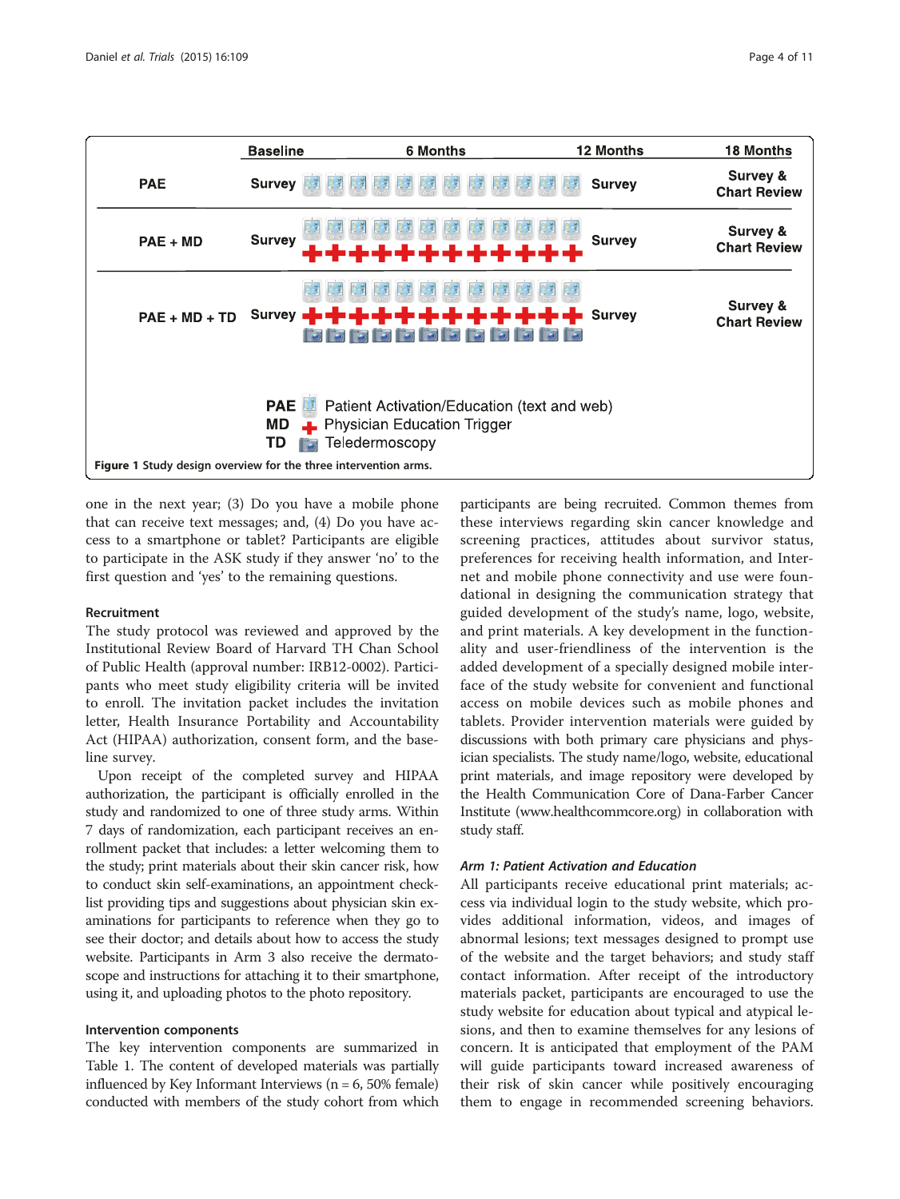Baseline
6 Months
12 Months
18 Months

PAE Survey Survey Survey & Chart Review

PAE + MD Survey Survey Survey & Chart Review

PAE + MD + TD Survey Survey Survey & Chart Review

PAE Patient Activation/Education (text and web)
MD Physician Education Trigger
TD Teledermoscopy

**Figure 1** Study design overview for the three intervention arms.

one in the next year; (3) Do you have a mobile phone that can receive text messages; and, (4) Do you have access to a smartphone or tablet? Participants are eligible to participate in the ASK study if they answer 'no' to the first question and 'yes' to the remaining questions.

### Recruitment

The study protocol was reviewed and approved by the Institutional Review Board of Harvard TH Chan School of Public Health (approval number: IRB12-0002). Participants who meet study eligibility criteria will be invited to enroll. The invitation packet includes the invitation letter, Health Insurance Portability and Accountability Act (HIPAA) authorization, consent form, and the baseline survey.

Upon receipt of the completed survey and HIPAA authorization, the participant is officially enrolled in the study and randomized to one of three study arms. Within 7 days of randomization, each participant receives an enrollment packet that includes: a letter welcoming them to the study; print materials about their skin cancer risk, how to conduct skin self-examinations, an appointment checklist providing tips and suggestions about physician skin examinations for participants to reference when they go to see their doctor; and details about how to access the study website. Participants in Arm 3 also receive the dermatoscope and instructions for attaching it to their smartphone, using it, and uploading photos to the photo repository.

### Intervention components

The key intervention components are summarized in Table 1. The content of developed materials was partially influenced by Key Informant Interviews (n = 6, 50% female) conducted with members of the study cohort from which participants are being recruited. Common themes from these interviews regarding skin cancer knowledge and screening practices, attitudes about survivor status, preferences for receiving health information, and Internet and mobile phone connectivity and use were foundational in designing the communication strategy that guided development of the study's name, logo, website, and print materials. A key development in the functionality and user-friendliness of the intervention is the added development of a specially designed mobile interface of the study website for convenient and functional access on mobile devices such as mobile phones and tablets. Provider intervention materials were guided by discussions with both primary care physicians and physician specialists. The study name/logo, website, educational print materials, and image repository were developed by the Health Communication Core of Dana-Farber Cancer Institute (www.healthcommcore.org) in collaboration with study staff.

#### *Arm 1: Patient Activation and Education*

All participants receive educational print materials; access via individual login to the study website, which provides additional information, videos, and images of abnormal lesions; text messages designed to prompt use of the website and the target behaviors; and study staff contact information. After receipt of the introductory materials packet, participants are encouraged to use the study website for education about typical and atypical lesions, and then to examine themselves for any lesions of concern. It is anticipated that employment of the PAM will guide participants toward increased awareness of their risk of skin cancer while positively encouraging them to engage in recommended screening behaviors.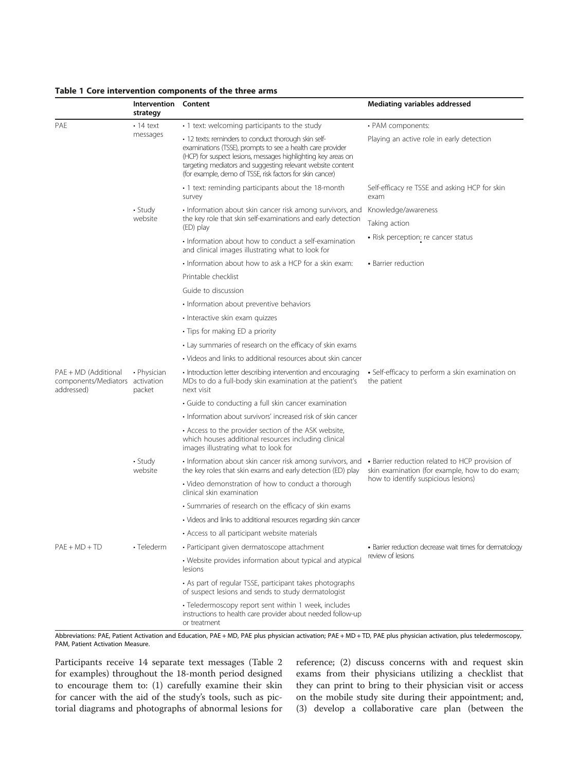**Table 1 Core intervention components of the three arms**

| | Intervention strategy | Content | Mediating variables addressed |
|---|---|---|---|
| PAE | • 14 text messages | • 1 text: welcoming participants to the study | • PAM components: |
| | | • 12 texts: reminders to conduct thorough skin self-examinations (TSSE), prompts to see a health care provider (HCP) for suspect lesions, messages highlighting key areas on targeting mediators and suggesting relevant website content (for example, demo of TSSE, risk factors for skin cancer) | Playing an active role in early detection |
| | | • 1 text: reminding participants about the 18-month survey | Self-efficacy re TSSE and asking HCP for skin exam |
| | • Study website | • Information about skin cancer risk among survivors, and the key role that skin self-examinations and early detection (ED) play | Knowledge/awareness |
| | | | Taking action |
| | | • Information about how to conduct a self-examination and clinical images illustrating what to look for | • Risk perception: re cancer status |
| | | • Information about how to ask a HCP for a skin exam: | • Barrier reduction |
| | | Printable checklist | |
| | | Guide to discussion | |
| | | • Information about preventive behaviors | |
| | | • Interactive skin exam quizzes | |
| | | • Tips for making ED a priority | |
| | | • Lay summaries of research on the efficacy of skin exams | |
| | | • Videos and links to additional resources about skin cancer | |
| PAE + MD (Additional components/Mediators addressed) | • Physician activation packet | • Introduction letter describing intervention and encouraging MDs to do a full-body skin examination at the patient's next visit | • Self-efficacy to perform a skin examination on the patient |
| | | • Guide to conducting a full skin cancer examination | |
| | | • Information about survivors' increased risk of skin cancer | |
| | | • Access to the provider section of the ASK website, which houses additional resources including clinical images illustrating what to look for | |
| | • Study website | • Information about skin cancer risk among survivors, and the key roles that skin exams and early detection (ED) play | • Barrier reduction related to HCP provision of skin examination (for example, how to do exam; how to identify suspicious lesions) |
| | | • Video demonstration of how to conduct a thorough clinical skin examination | |
| | | • Summaries of research on the efficacy of skin exams | |
| | | • Videos and links to additional resources regarding skin cancer | |
| | | • Access to all participant website materials | |
| PAE + MD + TD | • Telederm | • Participant given dermatoscope attachment | • Barrier reduction decrease wait times for dermatology review of lesions |
| | | • Website provides information about typical and atypical lesions | |
| | | • As part of regular TSSE, participant takes photographs of suspect lesions and sends to study dermatologist | |
| | | • Teledermoscopy report sent within 1 week, includes instructions to health care provider about needed follow-up or treatment | |

Abbreviations: PAE, Patient Activation and Education, PAE + MD, PAE plus physician activation; PAE + MD + TD, PAE plus physician activation, plus teledermoscopy, PAM, Patient Activation Measure.

Participants receive 14 separate text messages (Table 2 for examples) throughout the 18-month period designed to encourage them to: (1) carefully examine their skin for cancer with the aid of the study's tools, such as pictorial diagrams and photographs of abnormal lesions for reference; (2) discuss concerns with and request skin exams from their physicians utilizing a checklist that they can print to bring to their physician visit or access on the mobile study site during their appointment; and, (3) develop a collaborative care plan (between the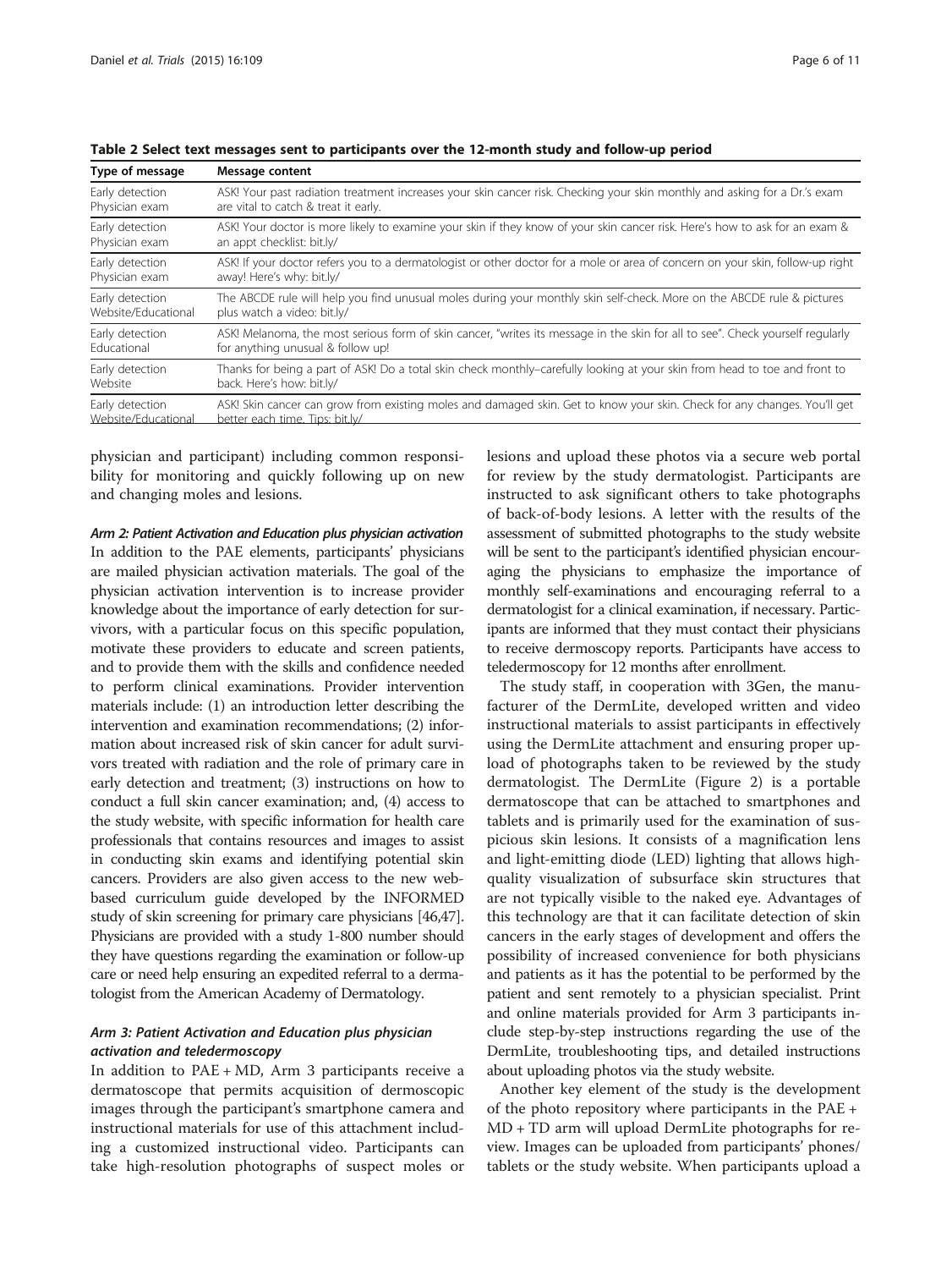**Table 2 Select text messages sent to participants over the 12-month study and follow-up period**

| Type of message | Message content |
| --- | --- |
| Early detection Physician exam | ASK! Your past radiation treatment increases your skin cancer risk. Checking your skin monthly and asking for a Dr.'s exam are vital to catch & treat it early. |
| Early detection Physician exam | ASK! Your doctor is more likely to examine your skin if they know of your skin cancer risk. Here's how to ask for an exam & an appt checklist: bit.ly/ |
| Early detection Physician exam | ASK! If your doctor refers you to a dermatologist or other doctor for a mole or area of concern on your skin, follow-up right away! Here's why: bit.ly/ |
| Early detection Website/Educational | The ABCDE rule will help you find unusual moles during your monthly skin self-check. More on the ABCDE rule & pictures plus watch a video: bit.ly/ |
| Early detection Educational | ASK! Melanoma, the most serious form of skin cancer, "writes its message in the skin for all to see". Check yourself regularly for anything unusual & follow up! |
| Early detection Website | Thanks for being a part of ASK! Do a total skin check monthly–carefully looking at your skin from head to toe and front to back. Here's how: bit.ly/ |
| Early detection Website/Educational | ASK! Skin cancer can grow from existing moles and damaged skin. Get to know your skin. Check for any changes. You'll get better each time. Tips: bit.ly/ |

physician and participant) including common responsibility for monitoring and quickly following up on new and changing moles and lesions.

***Arm 2: Patient Activation and Education plus physician activation***

In addition to the PAE elements, participants' physicians are mailed physician activation materials. The goal of the physician activation intervention is to increase provider knowledge about the importance of early detection for survivors, with a particular focus on this specific population, motivate these providers to educate and screen patients, and to provide them with the skills and confidence needed to perform clinical examinations. Provider intervention materials include: (1) an introduction letter describing the intervention and examination recommendations; (2) information about increased risk of skin cancer for adult survivors treated with radiation and the role of primary care in early detection and treatment; (3) instructions on how to conduct a full skin cancer examination; and, (4) access to the study website, with specific information for health care professionals that contains resources and images to assist in conducting skin exams and identifying potential skin cancers. Providers are also given access to the new web-based curriculum guide developed by the INFORMED study of skin screening for primary care physicians [46,47]. Physicians are provided with a study 1-800 number should they have questions regarding the examination or follow-up care or need help ensuring an expedited referral to a dermatologist from the American Academy of Dermatology.

***Arm 3: Patient Activation and Education plus physician activation and teledermoscopy***

In addition to PAE + MD, Arm 3 participants receive a dermatoscope that permits acquisition of dermoscopic images through the participant's smartphone camera and instructional materials for use of this attachment including a customized instructional video. Participants can take high-resolution photographs of suspect moles or lesions and upload these photos via a secure web portal for review by the study dermatologist. Participants are instructed to ask significant others to take photographs of back-of-body lesions. A letter with the results of the assessment of submitted photographs to the study website will be sent to the participant's identified physician encouraging the physicians to emphasize the importance of monthly self-examinations and encouraging referral to a dermatologist for a clinical examination, if necessary. Participants are informed that they must contact their physicians to receive dermoscopy reports. Participants have access to teledermoscopy for 12 months after enrollment.

The study staff, in cooperation with 3Gen, the manufacturer of the DermLite, developed written and video instructional materials to assist participants in effectively using the DermLite attachment and ensuring proper upload of photographs taken to be reviewed by the study dermatologist. The DermLite (Figure 2) is a portable dermatoscope that can be attached to smartphones and tablets and is primarily used for the examination of suspicious skin lesions. It consists of a magnification lens and light-emitting diode (LED) lighting that allows high-quality visualization of subsurface skin structures that are not typically visible to the naked eye. Advantages of this technology are that it can facilitate detection of skin cancers in the early stages of development and offers the possibility of increased convenience for both physicians and patients as it has the potential to be performed by the patient and sent remotely to a physician specialist. Print and online materials provided for Arm 3 participants include step-by-step instructions regarding the use of the DermLite, troubleshooting tips, and detailed instructions about uploading photos via the study website.

Another key element of the study is the development of the photo repository where participants in the PAE + MD + TD arm will upload DermLite photographs for review. Images can be uploaded from participants' phones/tablets or the study website. When participants upload a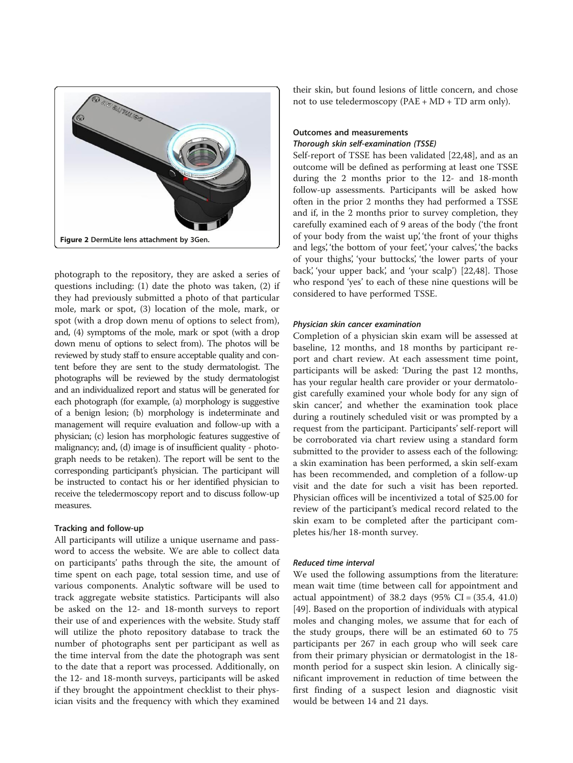Figure 2 DermLite lens attachment by 3Gen.

photograph to the repository, they are asked a series of questions including: (1) date the photo was taken, (2) if they had previously submitted a photo of that particular mole, mark or spot, (3) location of the mole, mark, or spot (with a drop down menu of options to select from), and, (4) symptoms of the mole, mark or spot (with a drop down menu of options to select from). The photos will be reviewed by study staff to ensure acceptable quality and content before they are sent to the study dermatologist. The photographs will be reviewed by the study dermatologist and an individualized report and status will be generated for each photograph (for example, (a) morphology is suggestive of a benign lesion; (b) morphology is indeterminate and management will require evaluation and follow-up with a physician; (c) lesion has morphologic features suggestive of malignancy; and, (d) image is of insufficient quality - photograph needs to be retaken). The report will be sent to the corresponding participant's physician. The participant will be instructed to contact his or her identified physician to receive the teledermoscopy report and to discuss follow-up measures.

### Tracking and follow-up

All participants will utilize a unique username and password to access the website. We are able to collect data on participants' paths through the site, the amount of time spent on each page, total session time, and use of various components. Analytic software will be used to track aggregate website statistics. Participants will also be asked on the 12- and 18-month surveys to report their use of and experiences with the website. Study staff will utilize the photo repository database to track the number of photographs sent per participant as well as the time interval from the date the photograph was sent to the date that a report was processed. Additionally, on the 12- and 18-month surveys, participants will be asked if they brought the appointment checklist to their physician visits and the frequency with which they examined their skin, but found lesions of little concern, and chose not to use teledermoscopy (PAE + MD + TD arm only).

### Outcomes and measurements

#### *Thorough skin self-examination (TSSE)*

Self-report of TSSE has been validated [22,48], and as an outcome will be defined as performing at least one TSSE during the 2 months prior to the 12- and 18-month follow-up assessments. Participants will be asked how often in the prior 2 months they had performed a TSSE and if, in the 2 months prior to survey completion, they carefully examined each of 9 areas of the body ('the front of your body from the waist up', 'the front of your thighs and legs', 'the bottom of your feet', 'your calves', 'the backs of your thighs', 'your buttocks', 'the lower parts of your back', 'your upper back', and 'your scalp') [22,48]. Those who respond 'yes' to each of these nine questions will be considered to have performed TSSE.

#### *Physician skin cancer examination*

Completion of a physician skin exam will be assessed at baseline, 12 months, and 18 months by participant report and chart review. At each assessment time point, participants will be asked: 'During the past 12 months, has your regular health care provider or your dermatologist carefully examined your whole body for any sign of skin cancer', and whether the examination took place during a routinely scheduled visit or was prompted by a request from the participant. Participants' self-report will be corroborated via chart review using a standard form submitted to the provider to assess each of the following: a skin examination has been performed, a skin self-exam has been recommended, and completion of a follow-up visit and the date for such a visit has been reported. Physician offices will be incentivized a total of $25.00 for review of the participant's medical record related to the skin exam to be completed after the participant completes his/her 18-month survey.

#### *Reduced time interval*

We used the following assumptions from the literature: mean wait time (time between call for appointment and actual appointment) of 38.2 days (95% CI = (35.4, 41.0) [49]. Based on the proportion of individuals with atypical moles and changing moles, we assume that for each of the study groups, there will be an estimated 60 to 75 participants per 267 in each group who will seek care from their primary physician or dermatologist in the 18-month period for a suspect skin lesion. A clinically significant improvement in reduction of time between the first finding of a suspect lesion and diagnostic visit would be between 14 and 21 days.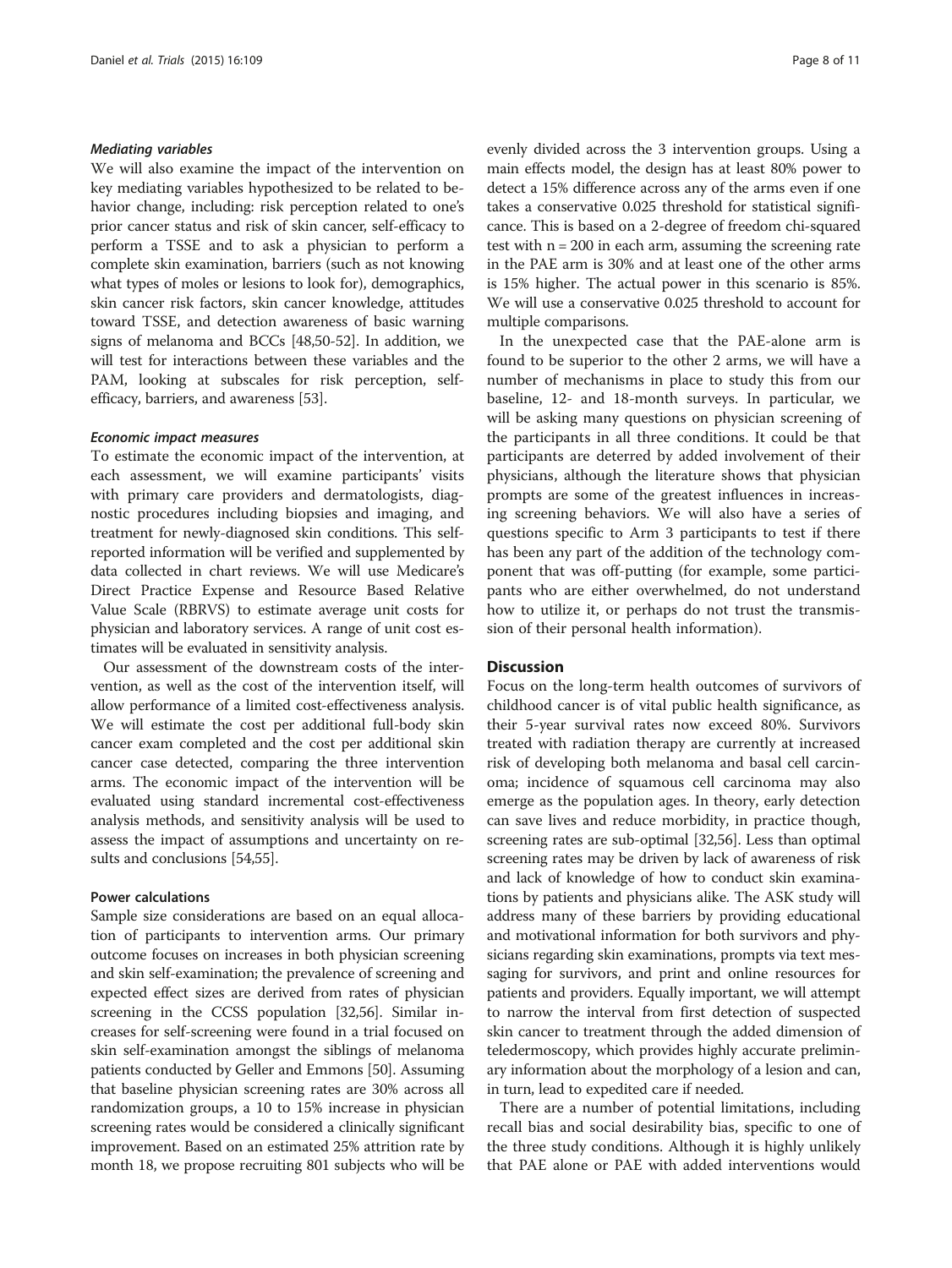#### *Mediating variables*

We will also examine the impact of the intervention on key mediating variables hypothesized to be related to behavior change, including: risk perception related to one's prior cancer status and risk of skin cancer, self-efficacy to perform a TSSE and to ask a physician to perform a complete skin examination, barriers (such as not knowing what types of moles or lesions to look for), demographics, skin cancer risk factors, skin cancer knowledge, attitudes toward TSSE, and detection awareness of basic warning signs of melanoma and BCCs [48,50-52]. In addition, we will test for interactions between these variables and the PAM, looking at subscales for risk perception, self-efficacy, barriers, and awareness [53].

#### *Economic impact measures*

To estimate the economic impact of the intervention, at each assessment, we will examine participants' visits with primary care providers and dermatologists, diagnostic procedures including biopsies and imaging, and treatment for newly-diagnosed skin conditions. This self-reported information will be verified and supplemented by data collected in chart reviews. We will use Medicare's Direct Practice Expense and Resource Based Relative Value Scale (RBRVS) to estimate average unit costs for physician and laboratory services. A range of unit cost estimates will be evaluated in sensitivity analysis.

Our assessment of the downstream costs of the intervention, as well as the cost of the intervention itself, will allow performance of a limited cost-effectiveness analysis. We will estimate the cost per additional full-body skin cancer exam completed and the cost per additional skin cancer case detected, comparing the three intervention arms. The economic impact of the intervention will be evaluated using standard incremental cost-effectiveness analysis methods, and sensitivity analysis will be used to assess the impact of assumptions and uncertainty on results and conclusions [54,55].

### Power calculations

Sample size considerations are based on an equal allocation of participants to intervention arms. Our primary outcome focuses on increases in both physician screening and skin self-examination; the prevalence of screening and expected effect sizes are derived from rates of physician screening in the CCSS population [32,56]. Similar increases for self-screening were found in a trial focused on skin self-examination amongst the siblings of melanoma patients conducted by Geller and Emmons [50]. Assuming that baseline physician screening rates are 30% across all randomization groups, a 10 to 15% increase in physician screening rates would be considered a clinically significant improvement. Based on an estimated 25% attrition rate by month 18, we propose recruiting 801 subjects who will be evenly divided across the 3 intervention groups. Using a main effects model, the design has at least 80% power to detect a 15% difference across any of the arms even if one takes a conservative 0.025 threshold for statistical significance. This is based on a 2-degree of freedom chi-squared test with $n = 200$ in each arm, assuming the screening rate in the PAE arm is 30% and at least one of the other arms is 15% higher. The actual power in this scenario is 85%. We will use a conservative 0.025 threshold to account for multiple comparisons.

In the unexpected case that the PAE-alone arm is found to be superior to the other 2 arms, we will have a number of mechanisms in place to study this from our baseline, 12- and 18-month surveys. In particular, we will be asking many questions on physician screening of the participants in all three conditions. It could be that participants are deterred by added involvement of their physicians, although the literature shows that physician prompts are some of the greatest influences in increasing screening behaviors. We will also have a series of questions specific to Arm 3 participants to test if there has been any part of the addition of the technology component that was off-putting (for example, some participants who are either overwhelmed, do not understand how to utilize it, or perhaps do not trust the transmission of their personal health information).

## Discussion

Focus on the long-term health outcomes of survivors of childhood cancer is of vital public health significance, as their 5-year survival rates now exceed 80%. Survivors treated with radiation therapy are currently at increased risk of developing both melanoma and basal cell carcinoma; incidence of squamous cell carcinoma may also emerge as the population ages. In theory, early detection can save lives and reduce morbidity, in practice though, screening rates are sub-optimal [32,56]. Less than optimal screening rates may be driven by lack of awareness of risk and lack of knowledge of how to conduct skin examinations by patients and physicians alike. The ASK study will address many of these barriers by providing educational and motivational information for both survivors and physicians regarding skin examinations, prompts via text messaging for survivors, and print and online resources for patients and providers. Equally important, we will attempt to narrow the interval from first detection of suspected skin cancer to treatment through the added dimension of teledermoscopy, which provides highly accurate preliminary information about the morphology of a lesion and can, in turn, lead to expedited care if needed.

There are a number of potential limitations, including recall bias and social desirability bias, specific to one of the three study conditions. Although it is highly unlikely that PAE alone or PAE with added interventions would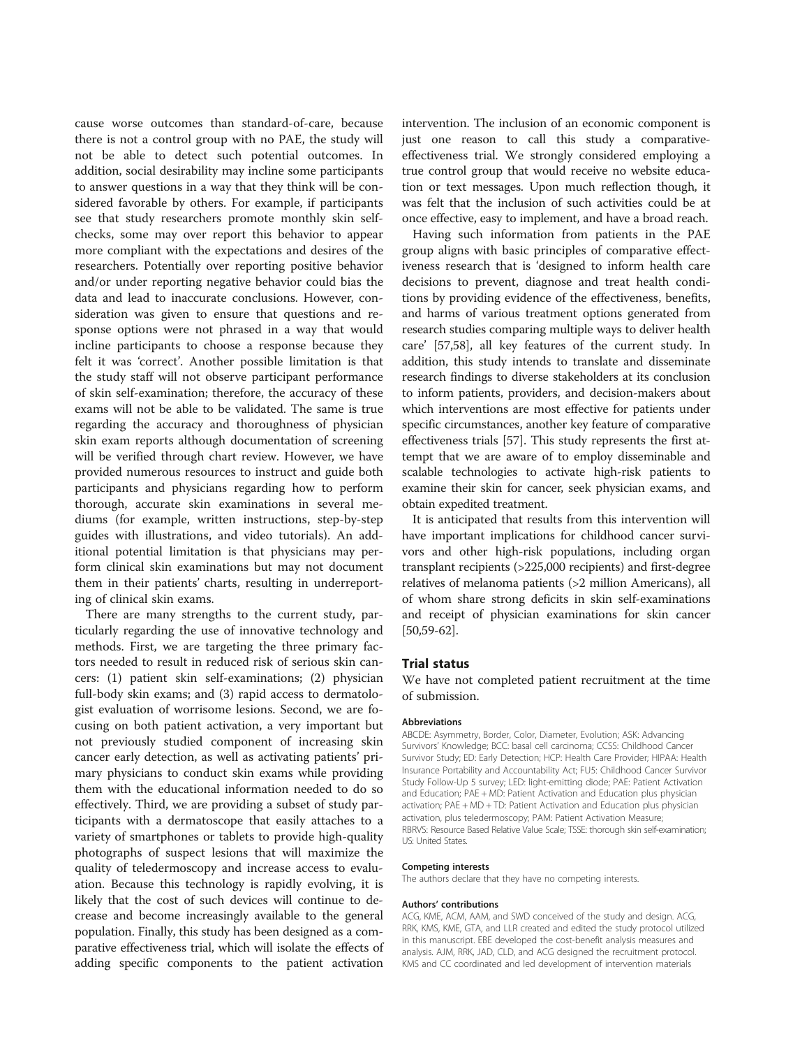cause worse outcomes than standard-of-care, because there is not a control group with no PAE, the study will not be able to detect such potential outcomes. In addition, social desirability may incline some participants to answer questions in a way that they think will be considered favorable by others. For example, if participants see that study researchers promote monthly skin self-checks, some may over report this behavior to appear more compliant with the expectations and desires of the researchers. Potentially over reporting positive behavior and/or under reporting negative behavior could bias the data and lead to inaccurate conclusions. However, consideration was given to ensure that questions and response options were not phrased in a way that would incline participants to choose a response because they felt it was 'correct'. Another possible limitation is that the study staff will not observe participant performance of skin self-examination; therefore, the accuracy of these exams will not be able to be validated. The same is true regarding the accuracy and thoroughness of physician skin exam reports although documentation of screening will be verified through chart review. However, we have provided numerous resources to instruct and guide both participants and physicians regarding how to perform thorough, accurate skin examinations in several mediums (for example, written instructions, step-by-step guides with illustrations, and video tutorials). An additional potential limitation is that physicians may perform clinical skin examinations but may not document them in their patients' charts, resulting in underreporting of clinical skin exams.

There are many strengths to the current study, particularly regarding the use of innovative technology and methods. First, we are targeting the three primary factors needed to result in reduced risk of serious skin cancers: (1) patient skin self-examinations; (2) physician full-body skin exams; and (3) rapid access to dermatologist evaluation of worrisome lesions. Second, we are focusing on both patient activation, a very important but not previously studied component of increasing skin cancer early detection, as well as activating patients' primary physicians to conduct skin exams while providing them with the educational information needed to do so effectively. Third, we are providing a subset of study participants with a dermatoscope that easily attaches to a variety of smartphones or tablets to provide high-quality photographs of suspect lesions that will maximize the quality of teledermoscopy and increase access to evaluation. Because this technology is rapidly evolving, it is likely that the cost of such devices will continue to decrease and become increasingly available to the general population. Finally, this study has been designed as a comparative effectiveness trial, which will isolate the effects of adding specific components to the patient activation intervention. The inclusion of an economic component is just one reason to call this study a comparative-effectiveness trial. We strongly considered employing a true control group that would receive no website education or text messages. Upon much reflection though, it was felt that the inclusion of such activities could be at once effective, easy to implement, and have a broad reach.

Having such information from patients in the PAE group aligns with basic principles of comparative effectiveness research that is 'designed to inform health care decisions to prevent, diagnose and treat health conditions by providing evidence of the effectiveness, benefits, and harms of various treatment options generated from research studies comparing multiple ways to deliver health care' [57,58], all key features of the current study. In addition, this study intends to translate and disseminate research findings to diverse stakeholders at its conclusion to inform patients, providers, and decision-makers about which interventions are most effective for patients under specific circumstances, another key feature of comparative effectiveness trials [57]. This study represents the first attempt that we are aware of to employ disseminable and scalable technologies to activate high-risk patients to examine their skin for cancer, seek physician exams, and obtain expedited treatment.

It is anticipated that results from this intervention will have important implications for childhood cancer survivors and other high-risk populations, including organ transplant recipients (>225,000 recipients) and first-degree relatives of melanoma patients (>2 million Americans), all of whom share strong deficits in skin self-examinations and receipt of physician examinations for skin cancer [50,59-62].

## Trial status

We have not completed patient recruitment at the time of submission.

#### Abbreviations

ABCDE: Asymmetry, Border, Color, Diameter, Evolution; ASK: Advancing Survivors' Knowledge; BCC: basal cell carcinoma; CCSS: Childhood Cancer Survivor Study; ED: Early Detection; HCP: Health Care Provider; HIPAA: Health Insurance Portability and Accountability Act; FU5: Childhood Cancer Survivor Study Follow-Up 5 survey; LED: light-emitting diode; PAE: Patient Activation and Education; PAE + MD: Patient Activation and Education plus physician activation; PAE + MD + TD: Patient Activation and Education plus physician activation, plus teledermoscopy; PAM: Patient Activation Measure; RBRVS: Resource Based Relative Value Scale; TSSE: thorough skin self-examination; US: United States.

#### Competing interests

The authors declare that they have no competing interests.

#### Authors' contributions

ACG, KME, ACM, AAM, and SWD conceived of the study and design. ACG, RRK, KMS, KME, GTA, and LLR created and edited the study protocol utilized in this manuscript. EBE developed the cost-benefit analysis measures and analysis. AJM, RRK, JAD, CLD, and ACG designed the recruitment protocol. KMS and CC coordinated and led development of intervention materials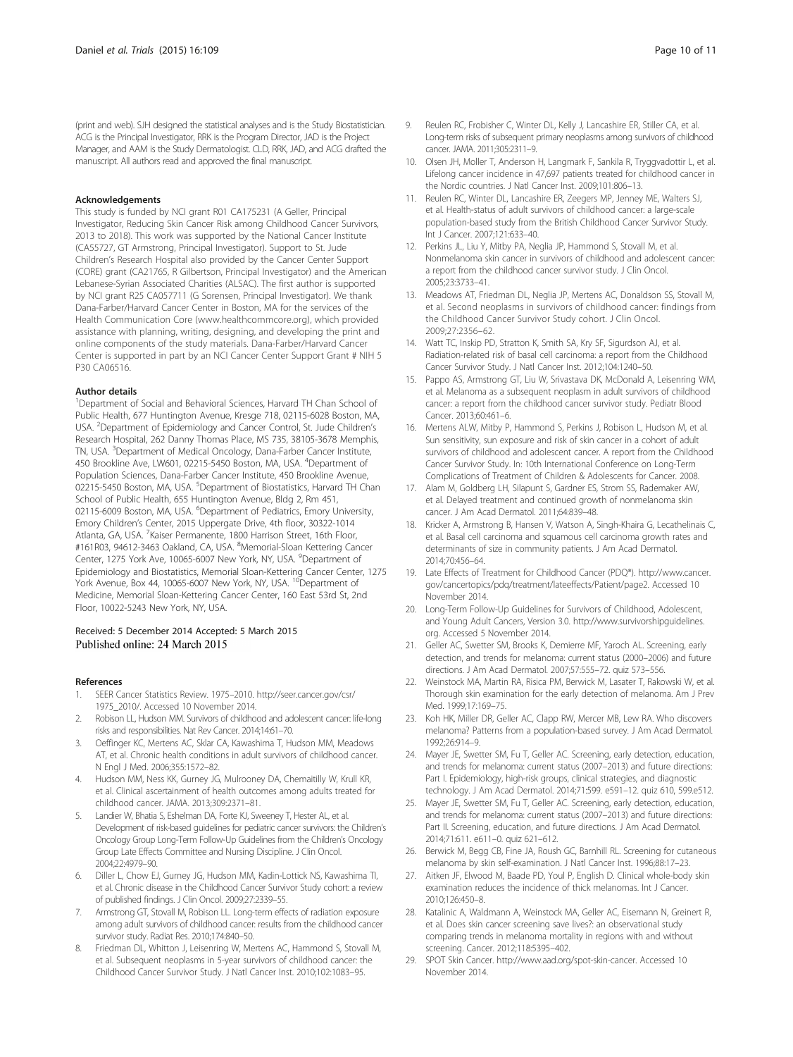(print and web). SJH designed the statistical analyses and is the Study Biostatistician. ACG is the Principal Investigator, RRK is the Program Director, JAD is the Project Manager, and AAM is the Study Dermatologist. CLD, RRK, JAD, and ACG drafted the manuscript. All authors read and approved the final manuscript.

#### Acknowledgements

This study is funded by NCI grant R01 CA175231 (A Geller, Principal Investigator, Reducing Skin Cancer Risk among Childhood Cancer Survivors, 2013 to 2018). This work was supported by the National Cancer Institute (CA55727, GT Armstrong, Principal Investigator). Support to St. Jude Children's Research Hospital was also provided by the Cancer Center Support (CORE) grant (CA21765, R Gilbertson, Principal Investigator) and the American Lebanese-Syrian Associated Charities (ALSAC). The first author is supported by NCI grant R25 CA057711 (G Sorensen, Principal Investigator). We thank Dana-Farber/Harvard Cancer Center in Boston, MA for the services of the Health Communication Core (www.healthcommcore.org), which provided assistance with planning, writing, designing, and developing the print and online components of the study materials. Dana-Farber/Harvard Cancer Center is supported in part by an NCI Cancer Center Support Grant # NIH 5 P30 CA06516.

#### Author details

[1]Department of Social and Behavioral Sciences, Harvard TH Chan School of Public Health, 677 Huntington Avenue, Kresge 718, 02115-6028 Boston, MA, USA. [2]Department of Epidemiology and Cancer Control, St. Jude Children's Research Hospital, 262 Danny Thomas Place, MS 735, 38105-3678 Memphis, TN, USA. [3]Department of Medical Oncology, Dana-Farber Cancer Institute, 450 Brookline Ave, LW601, 02215-5450 Boston, MA, USA. [4]Department of Population Sciences, Dana-Farber Cancer Institute, 450 Brookline Avenue, 02215-5450 Boston, MA, USA. [5]Department of Biostatistics, Harvard TH Chan School of Public Health, 655 Huntington Avenue, Bldg 2, Rm 451, 02115-6009 Boston, MA, USA. [6]Department of Pediatrics, Emory University, Emory Children's Center, 2015 Uppergate Drive, 4th floor, 30322-1014 Atlanta, GA, USA. [7]Kaiser Permanente, 1800 Harrison Street, 16th Floor, #161R03, 94612-3463 Oakland, CA, USA. [8]Memorial-Sloan Kettering Cancer Center, 1275 York Ave, 10065-6007 New York, NY, USA. [9]Department of Epidemiology and Biostatistics, Memorial Sloan-Kettering Cancer Center, 1275 York Avenue, Box 44, 10065-6007 New York, NY, USA. [10]Department of Medicine, Memorial Sloan-Kettering Cancer Center, 160 East 53rd St, 2nd Floor, 10022-5243 New York, NY, USA.

Received: 5 December 2014 Accepted: 5 March 2015
Published online: 24 March 2015

#### References

1. SEER Cancer Statistics Review. 1975–2010. http://seer.cancer.gov/csr/1975_2010/. Accessed 10 November 2014.
2. Robison LL, Hudson MM. Survivors of childhood and adolescent cancer: life-long risks and responsibilities. Nat Rev Cancer. 2014;14:61–70.
3. Oeffinger KC, Mertens AC, Sklar CA, Kawashima T, Hudson MM, Meadows AT, et al. Chronic health conditions in adult survivors of childhood cancer. N Engl J Med. 2006;355:1572–82.
4. Hudson MM, Ness KK, Gurney JG, Mulrooney DA, Chemaitilly W, Krull KR, et al. Clinical ascertainment of health outcomes among adults treated for childhood cancer. JAMA. 2013;309:2371–81.
5. Landier W, Bhatia S, Eshelman DA, Forte KJ, Sweeney T, Hester AL, et al. Development of risk-based guidelines for pediatric cancer survivors: the Children's Oncology Group Long-Term Follow-Up Guidelines from the Children's Oncology Group Late Effects Committee and Nursing Discipline. J Clin Oncol. 2004;22:4979–90.
6. Diller L, Chow EJ, Gurney JG, Hudson MM, Kadin-Lottick NS, Kawashima TI, et al. Chronic disease in the Childhood Cancer Survivor Study cohort: a review of published findings. J Clin Oncol. 2009;27:2339–55.
7. Armstrong GT, Stovall M, Robison LL. Long-term effects of radiation exposure among adult survivors of childhood cancer: results from the childhood cancer survivor study. Radiat Res. 2010;174:840–50.
8. Friedman DL, Whitton J, Leisenring W, Mertens AC, Hammond S, Stovall M, et al. Subsequent neoplasms in 5-year survivors of childhood cancer: the Childhood Cancer Survivor Study. J Natl Cancer Inst. 2010;102:1083–95.
9. Reulen RC, Frobisher C, Winter DL, Kelly J, Lancashire ER, Stiller CA, et al. Long-term risks of subsequent primary neoplasms among survivors of childhood cancer. JAMA. 2011;305:2311–9.
10. Olsen JH, Moller T, Anderson H, Langmark F, Sankila R, Tryggvadottir L, et al. Lifelong cancer incidence in 47,697 patients treated for childhood cancer in the Nordic countries. J Natl Cancer Inst. 2009;101:806–13.
11. Reulen RC, Winter DL, Lancashire ER, Zeegers MP, Jenney ME, Walters SJ, et al. Health-status of adult survivors of childhood cancer: a large-scale population-based study from the British Childhood Cancer Survivor Study. Int J Cancer. 2007;121:633–40.
12. Perkins JL, Liu Y, Mitby PA, Neglia JP, Hammond S, Stovall M, et al. Nonmelanoma skin cancer in survivors of childhood and adolescent cancer: a report from the childhood cancer survivor study. J Clin Oncol. 2005;23:3733–41.
13. Meadows AT, Friedman DL, Neglia JP, Mertens AC, Donaldson SS, Stovall M, et al. Second neoplasms in survivors of childhood cancer: findings from the Childhood Cancer Survivor Study cohort. J Clin Oncol. 2009;27:2356–62.
14. Watt TC, Inskip PD, Stratton K, Smith SA, Kry SF, Sigurdson AJ, et al. Radiation-related risk of basal cell carcinoma: a report from the Childhood Cancer Survivor Study. J Natl Cancer Inst. 2012;104:1240–50.
15. Pappo AS, Armstrong GT, Liu W, Srivastava DK, McDonald A, Leisenring WM, et al. Melanoma as a subsequent neoplasm in adult survivors of childhood cancer: a report from the childhood cancer survivor study. Pediatr Blood Cancer. 2013;60:461–6.
16. Mertens ALW, Mitby P, Hammond S, Perkins J, Robison L, Hudson M, et al. Sun sensitivity, sun exposure and risk of skin cancer in a cohort of adult survivors of childhood and adolescent cancer. A report from the Childhood Cancer Survivor Study. In: 10th International Conference on Long-Term Complications of Treatment of Children & Adolescents for Cancer. 2008.
17. Alam M, Goldberg LH, Silapunt S, Gardner ES, Strom SS, Rademaker AW, et al. Delayed treatment and continued growth of nonmelanoma skin cancer. J Am Acad Dermatol. 2011;64:839–48.
18. Kricker A, Armstrong B, Hansen V, Watson A, Singh-Khaira G, Lecathelinais C, et al. Basal cell carcinoma and squamous cell carcinoma growth rates and determinants of size in community patients. J Am Acad Dermatol. 2014;70:456–64.
19. Late Effects of Treatment for Childhood Cancer (PDQ®). http://www.cancer.gov/cancertopics/pdq/treatment/lateeffects/Patient/page2. Accessed 10 November 2014.
20. Long-Term Follow-Up Guidelines for Survivors of Childhood, Adolescent, and Young Adult Cancers, Version 3.0. http://www.survivorshipguidelines.org. Accessed 5 November 2014.
21. Geller AC, Swetter SM, Brooks K, Demierre MF, Yaroch AL. Screening, early detection, and trends for melanoma: current status (2000–2006) and future directions. J Am Acad Dermatol. 2007;57:555–72. quiz 573–556.
22. Weinstock MA, Martin RA, Risica PM, Berwick M, Lasater T, Rakowski W, et al. Thorough skin examination for the early detection of melanoma. Am J Prev Med. 1999;17:169–75.
23. Koh HK, Miller DR, Geller AC, Clapp RW, Mercer MB, Lew RA. Who discovers melanoma? Patterns from a population-based survey. J Am Acad Dermatol. 1992;26:914–9.
24. Mayer JE, Swetter SM, Fu T, Geller AC. Screening, early detection, education, and trends for melanoma: current status (2007–2013) and future directions: Part I. Epidemiology, high-risk groups, clinical strategies, and diagnostic technology. J Am Acad Dermatol. 2014;71:599. e591–12. quiz 610, 599.e512.
25. Mayer JE, Swetter SM, Fu T, Geller AC. Screening, early detection, education, and trends for melanoma: current status (2007–2013) and future directions: Part II. Screening, education, and future directions. J Am Acad Dermatol. 2014;71:611. e611–0. quiz 621–612.
26. Berwick M, Begg CB, Fine JA, Roush GC, Barnhill RL. Screening for cutaneous melanoma by skin self-examination. J Natl Cancer Inst. 1996;88:17–23.
27. Aitken JF, Elwood M, Baade PD, Youl P, English D. Clinical whole-body skin examination reduces the incidence of thick melanomas. Int J Cancer. 2010;126:450–8.
28. Katalinic A, Waldmann A, Weinstock MA, Geller AC, Eisemann N, Greinert R, et al. Does skin cancer screening save lives?: an observational study comparing trends in melanoma mortality in regions with and without screening. Cancer. 2012;118:5395–402.
29. SPOT Skin Cancer. http://www.aad.org/spot-skin-cancer. Accessed 10 November 2014.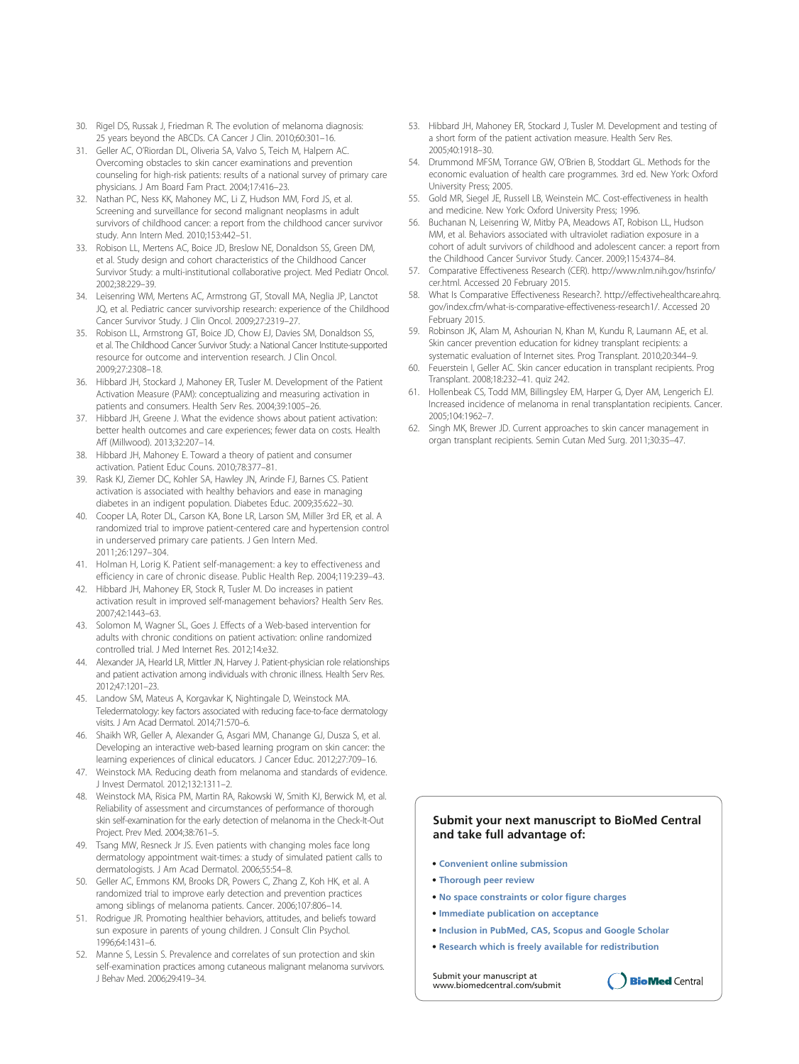30. Rigel DS, Russak J, Friedman R. The evolution of melanoma diagnosis: 25 years beyond the ABCDs. CA Cancer J Clin. 2010;60:301–16.
31. Geller AC, O'Riordan DL, Oliveria SA, Valvo S, Teich M, Halpern AC. Overcoming obstacles to skin cancer examinations and prevention counseling for high-risk patients: results of a national survey of primary care physicians. J Am Board Fam Pract. 2004;17:416–23.
32. Nathan PC, Ness KK, Mahoney MC, Li Z, Hudson MM, Ford JS, et al. Screening and surveillance for second malignant neoplasms in adult survivors of childhood cancer: a report from the childhood cancer survivor study. Ann Intern Med. 2010;153:442–51.
33. Robison LL, Mertens AC, Boice JD, Breslow NE, Donaldson SS, Green DM, et al. Study design and cohort characteristics of the Childhood Cancer Survivor Study: a multi-institutional collaborative project. Med Pediatr Oncol. 2002;38:229–39.
34. Leisenring WM, Mertens AC, Armstrong GT, Stovall MA, Neglia JP, Lanctot JQ, et al. Pediatric cancer survivorship research: experience of the Childhood Cancer Survivor Study. J Clin Oncol. 2009;27:2319–27.
35. Robison LL, Armstrong GT, Boice JD, Chow EJ, Davies SM, Donaldson SS, et al. The Childhood Cancer Survivor Study: a National Cancer Institute-supported resource for outcome and intervention research. J Clin Oncol. 2009;27:2308–18.
36. Hibbard JH, Stockard J, Mahoney ER, Tusler M. Development of the Patient Activation Measure (PAM): conceptualizing and measuring activation in patients and consumers. Health Serv Res. 2004;39:1005–26.
37. Hibbard JH, Greene J. What the evidence shows about patient activation: better health outcomes and care experiences; fewer data on costs. Health Aff (Millwood). 2013;32:207–14.
38. Hibbard JH, Mahoney E. Toward a theory of patient and consumer activation. Patient Educ Couns. 2010;78:377–81.
39. Rask KJ, Ziemer DC, Kohler SA, Hawley JN, Arinde FJ, Barnes CS. Patient activation is associated with healthy behaviors and ease in managing diabetes in an indigent population. Diabetes Educ. 2009;35:622–30.
40. Cooper LA, Roter DL, Carson KA, Bone LR, Larson SM, Miller 3rd ER, et al. A randomized trial to improve patient-centered care and hypertension control in underserved primary care patients. J Gen Intern Med. 2011;26:1297–304.
41. Holman H, Lorig K. Patient self-management: a key to effectiveness and efficiency in care of chronic disease. Public Health Rep. 2004;119:239–43.
42. Hibbard JH, Mahoney ER, Stock R, Tusler M. Do increases in patient activation result in improved self-management behaviors? Health Serv Res. 2007;42:1443–63.
43. Solomon M, Wagner SL, Goes J. Effects of a Web-based intervention for adults with chronic conditions on patient activation: online randomized controlled trial. J Med Internet Res. 2012;14:e32.
44. Alexander JA, Hearld LR, Mittler JN, Harvey J. Patient-physician role relationships and patient activation among individuals with chronic illness. Health Serv Res. 2012;47:1201–23.
45. Landow SM, Mateus A, Korgavkar K, Nightingale D, Weinstock MA. Teledermatology: key factors associated with reducing face-to-face dermatology visits. J Am Acad Dermatol. 2014;71:570–6.
46. Shaikh WR, Geller A, Alexander G, Asgari MM, Chanange GJ, Dusza S, et al. Developing an interactive web-based learning program on skin cancer: the learning experiences of clinical educators. J Cancer Educ. 2012;27:709–16.
47. Weinstock MA. Reducing death from melanoma and standards of evidence. J Invest Dermatol. 2012;132:1311–2.
48. Weinstock MA, Risica PM, Martin RA, Rakowski W, Smith KJ, Berwick M, et al. Reliability of assessment and circumstances of performance of thorough skin self-examination for the early detection of melanoma in the Check-It-Out Project. Prev Med. 2004;38:761–5.
49. Tsang MW, Resneck Jr JS. Even patients with changing moles face long dermatology appointment wait-times: a study of simulated patient calls to dermatologists. J Am Acad Dermatol. 2006;55:54–8.
50. Geller AC, Emmons KM, Brooks DR, Powers C, Zhang Z, Koh HK, et al. A randomized trial to improve early detection and prevention practices among siblings of melanoma patients. Cancer. 2006;107:806–14.
51. Rodrigue JR. Promoting healthier behaviors, attitudes, and beliefs toward sun exposure in parents of young children. J Consult Clin Psychol. 1996;64:1431–6.
52. Manne S, Lessin S. Prevalence and correlates of sun protection and skin self-examination practices among cutaneous malignant melanoma survivors. J Behav Med. 2006;29:419–34.
53. Hibbard JH, Mahoney ER, Stockard J, Tusler M. Development and testing of a short form of the patient activation measure. Health Serv Res. 2005;40:1918–30.
54. Drummond MFSM, Torrance GW, O'Brien B, Stoddart GL. Methods for the economic evaluation of health care programmes. 3rd ed. New York: Oxford University Press; 2005.
55. Gold MR, Siegel JE, Russell LB, Weinstein MC. Cost-effectiveness in health and medicine. New York: Oxford University Press; 1996.
56. Buchanan N, Leisenring W, Mitby PA, Meadows AT, Robison LL, Hudson MM, et al. Behaviors associated with ultraviolet radiation exposure in a cohort of adult survivors of childhood and adolescent cancer: a report from the Childhood Cancer Survivor Study. Cancer. 2009;115:4374–84.
57. Comparative Effectiveness Research (CER). http://www.nlm.nih.gov/hsrinfo/cer.html. Accessed 20 February 2015.
58. What Is Comparative Effectiveness Research?. http://effectivehealthcare.ahrq.gov/index.cfm/what-is-comparative-effectiveness-research1/. Accessed 20 February 2015.
59. Robinson JK, Alam M, Ashourian N, Khan M, Kundu R, Laumann AE, et al. Skin cancer prevention education for kidney transplant recipients: a systematic evaluation of Internet sites. Prog Transplant. 2010;20:344–9.
60. Feuerstein I, Geller AC. Skin cancer education in transplant recipients. Prog Transplant. 2008;18:232–41. quiz 242.
61. Hollenbeak CS, Todd MM, Billingsley EM, Harper G, Dyer AM, Lengerich EJ. Increased incidence of melanoma in renal transplantation recipients. Cancer. 2005;104:1962–7.
62. Singh MK, Brewer JD. Current approaches to skin cancer management in organ transplant recipients. Semin Cutan Med Surg. 2011;30:35–47.

**Submit your next manuscript to BioMed Central and take full advantage of:**

- **Convenient online submission**
- **Thorough peer review**
- **No space constraints or color figure charges**
- **Immediate publication on acceptance**
- **Inclusion in PubMed, CAS, Scopus and Google Scholar**
- **Research which is freely available for redistribution**

Submit your manuscript at www.biomedcentral.com/submit

BioMed Central